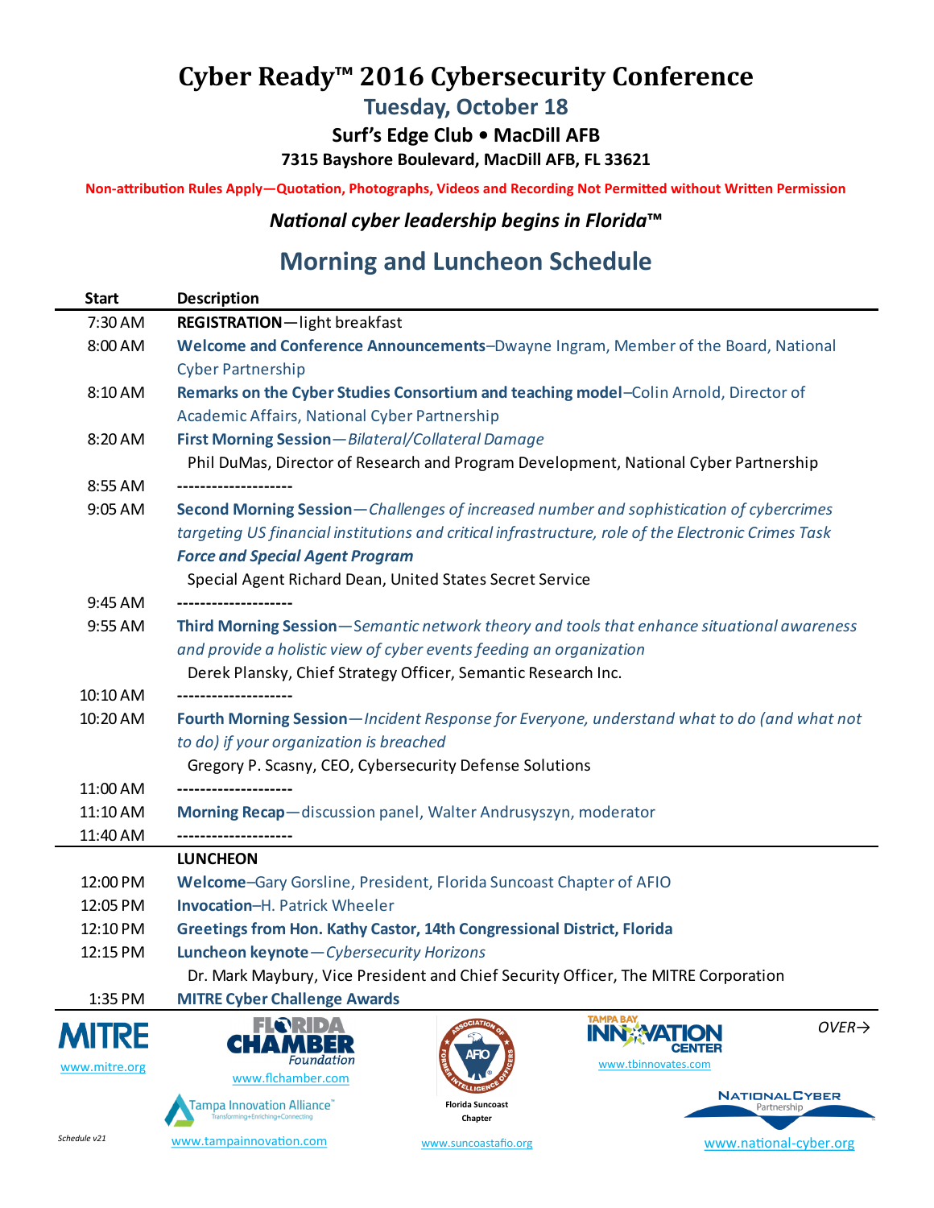# Cyber Ready™ 2016 Cybersecurity Conference

## Tuesday, October 18

### Surf's Edge Club • MacDill AFB

**7315 Bayshore Boulevard, MacDill AFB, FL 33621**

**Non-attribution Rules Apply—Quotation, Photographs, Videos and Recording Not Permitted without Written Permission**

***National cyber leadership begins in Florida™***

## Morning and Luncheon Schedule

| Start | Description |
|---|---|
| 7:30 AM | **REGISTRATION**—light breakfast |
| 8:00 AM | **Welcome and Conference Announcements**–Dwayne Ingram, Member of the Board, National Cyber Partnership |
| 8:10 AM | **Remarks on the Cyber Studies Consortium and teaching model**–Colin Arnold, Director of Academic Affairs, National Cyber Partnership |
| 8:20 AM | **First Morning Session**—*Bilateral/Collateral Damage*<br>Phil DuMas, Director of Research and Program Development, National Cyber Partnership |
| 8:55 AM | -------------------- |
| 9:05 AM | **Second Morning Session**—*Challenges of increased number and sophistication of cybercrimes targeting US financial institutions and critical infrastructure, role of the Electronic Crimes Task* ***Force and Special Agent Program***<br>Special Agent Richard Dean, United States Secret Service |
| 9:45 AM | -------------------- |
| 9:55 AM | **Third Morning Session**—*Semantic network theory and tools that enhance situational awareness and provide a holistic view of cyber events feeding an organization*<br>Derek Plansky, Chief Strategy Officer, Semantic Research Inc. |
| 10:10 AM | -------------------- |
| 10:20 AM | **Fourth Morning Session**—*Incident Response for Everyone, understand what to do (and what not to do) if your organization is breached*<br>Gregory P. Scasny, CEO, Cybersecurity Defense Solutions |
| 11:00 AM | -------------------- |
| 11:10 AM | **Morning Recap**—discussion panel, Walter Andrusyszyn, moderator |
| 11:40 AM | -------------------- |
| | **LUNCHEON** |
| 12:00 PM | **Welcome**–Gary Gorsline, President, Florida Suncoast Chapter of AFIO |
| 12:05 PM | **Invocation**–H. Patrick Wheeler |
| 12:10 PM | **Greetings from Hon. Kathy Castor, 14th Congressional District, Florida** |
| 12:15 PM | **Luncheon keynote**—*Cybersecurity Horizons*<br>Dr. Mark Maybury, Vice President and Chief Security Officer, The MITRE Corporation |
| 1:35 PM | **MITRE Cyber Challenge Awards** |

*OVER→*

MITRE — www.mitre.org

Florida Chamber Foundation — www.flchamber.com

Tampa Innovation Alliance™ Transforming+Enriching+Connecting — www.tampainnovation.com

Association of Former Intelligence Officers, Florida Suncoast Chapter — www.suncoastafio.org

Tampa Bay Innovation Center — www.tbinnovates.com

National Cyber Partnership — www.national-cyber.org

*Schedule v21*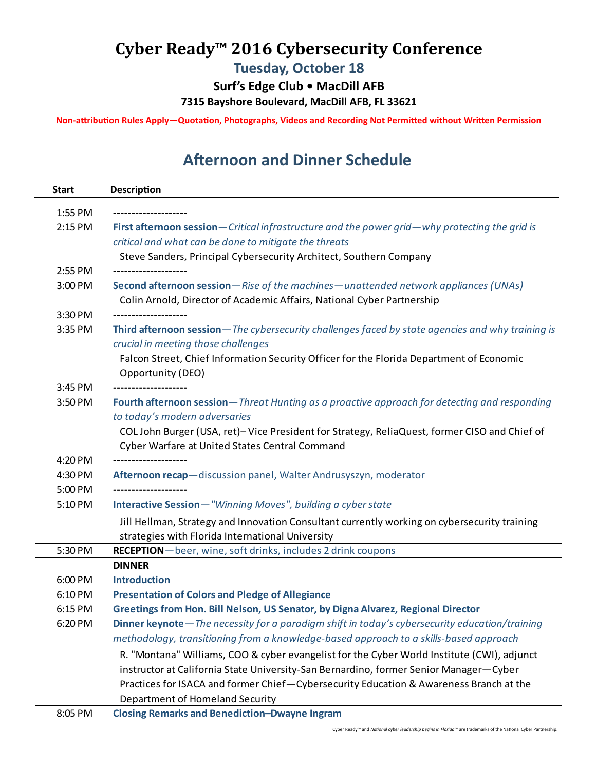# Cyber Ready™ 2016 Cybersecurity Conference

## Tuesday, October 18

### Surf's Edge Club • MacDill AFB

**7315 Bayshore Boulevard, MacDill AFB, FL 33621**

**Non-attribution Rules Apply—Quotation, Photographs, Videos and Recording Not Permitted without Written Permission**

## Afternoon and Dinner Schedule

| Start | Description |
|---|---|
| 1:55 PM | -------------------- |
| 2:15 PM | **First afternoon session**—*Critical infrastructure and the power grid—why protecting the grid is critical and what can be done to mitigate the threats*<br>Steve Sanders, Principal Cybersecurity Architect, Southern Company |
| 2:55 PM | -------------------- |
| 3:00 PM | **Second afternoon session**—*Rise of the machines—unattended network appliances (UNAs)*<br>Colin Arnold, Director of Academic Affairs, National Cyber Partnership |
| 3:30 PM | -------------------- |
| 3:35 PM | **Third afternoon session**—*The cybersecurity challenges faced by state agencies and why training is crucial in meeting those challenges*<br>Falcon Street, Chief Information Security Officer for the Florida Department of Economic Opportunity (DEO) |
| 3:45 PM | -------------------- |
| 3:50 PM | **Fourth afternoon session**—*Threat Hunting as a proactive approach for detecting and responding to today's modern adversaries*<br>COL John Burger (USA, ret)– Vice President for Strategy, ReliaQuest, former CISO and Chief of Cyber Warfare at United States Central Command |
| 4:20 PM | -------------------- |
| 4:30 PM | **Afternoon recap**—discussion panel, Walter Andrusyszyn, moderator |
| 5:00 PM | -------------------- |
| 5:10 PM | **Interactive Session**—*"Winning Moves", building a cyber state*<br>Jill Hellman, Strategy and Innovation Consultant currently working on cybersecurity training strategies with Florida International University |
| 5:30 PM | **RECEPTION**—beer, wine, soft drinks, includes 2 drink coupons |
| | **DINNER** |
| 6:00 PM | **Introduction** |
| 6:10 PM | **Presentation of Colors and Pledge of Allegiance** |
| 6:15 PM | **Greetings from Hon. Bill Nelson, US Senator, by Digna Alvarez, Regional Director** |
| 6:20 PM | **Dinner keynote**—*The necessity for a paradigm shift in today's cybersecurity education/training methodology, transitioning from a knowledge-based approach to a skills-based approach*<br>R. "Montana" Williams, COO & cyber evangelist for the Cyber World Institute (CWI), adjunct instructor at California State University-San Bernardino, former Senior Manager—Cyber Practices for ISACA and former Chief—Cybersecurity Education & Awareness Branch at the Department of Homeland Security |
| 8:05 PM | **Closing Remarks and Benediction–Dwayne Ingram** |

Cyber Ready™ and *National cyber leadership begins in Florida*™ are trademarks of the National Cyber Partnership.